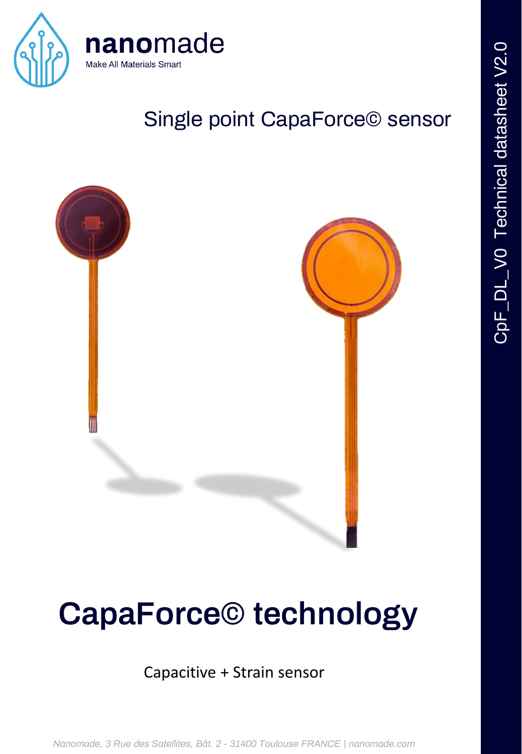nanomade

Make All Materials Smart

CpF_DL_V0 Technical datasheet V2.0

# Single point CapaForce© sensor

# CapaForce© technology

Capacitive + Strain sensor

*Nanomade, 3 Rue des Satellites, Bât. 2 - 31400 Toulouse FRANCE | nanomade.com*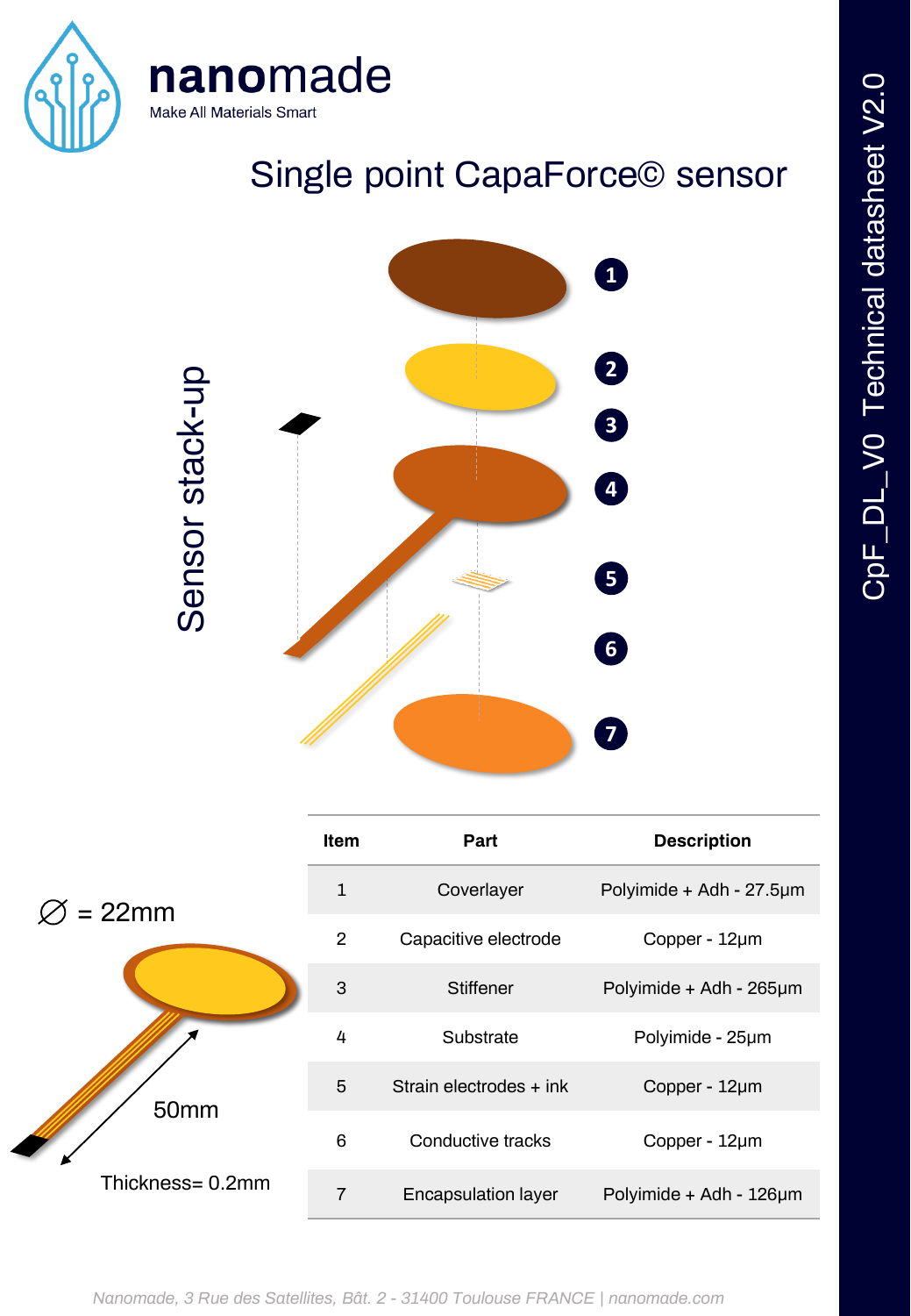nanomade

Make All Materials Smart

# Single point CapaForce© sensor

CpF_DL_V0 Technical datasheet V2.0

Sensor stack-up

1
2
3
4
5
6
7

∅ = 22mm

50mm

Thickness= 0.2mm

| Item | Part | Description |
|---|---|---|
| 1 | Coverlayer | Polyimide + Adh - 27.5µm |
| 2 | Capacitive electrode | Copper - 12µm |
| 3 | Stiffener | Polyimide + Adh - 265µm |
| 4 | Substrate | Polyimide - 25µm |
| 5 | Strain electrodes + ink | Copper - 12µm |
| 6 | Conductive tracks | Copper - 12µm |
| 7 | Encapsulation layer | Polyimide + Adh - 126µm |

*Nanomade, 3 Rue des Satellites, Bât. 2 - 31400 Toulouse FRANCE | nanomade.com*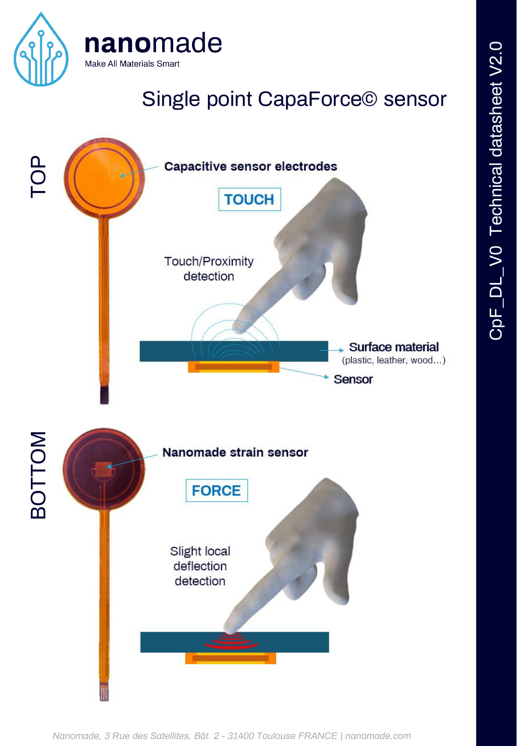# nanomade

Make All Materials Smart

## Single point CapaForce© sensor

TOP

**Capacitive sensor electrodes**

**TOUCH**

Touch/Proximity detection

**Surface material**
(plastic, leather, wood…)

**Sensor**

BOTTOM

**Nanomade strain sensor**

**FORCE**

Slight local deflection detection

CpF_DL_V0 Technical datasheet V2.0

*Nanomade, 3 Rue des Satellites, Bât. 2 - 31400 Toulouse FRANCE | nanomade.com*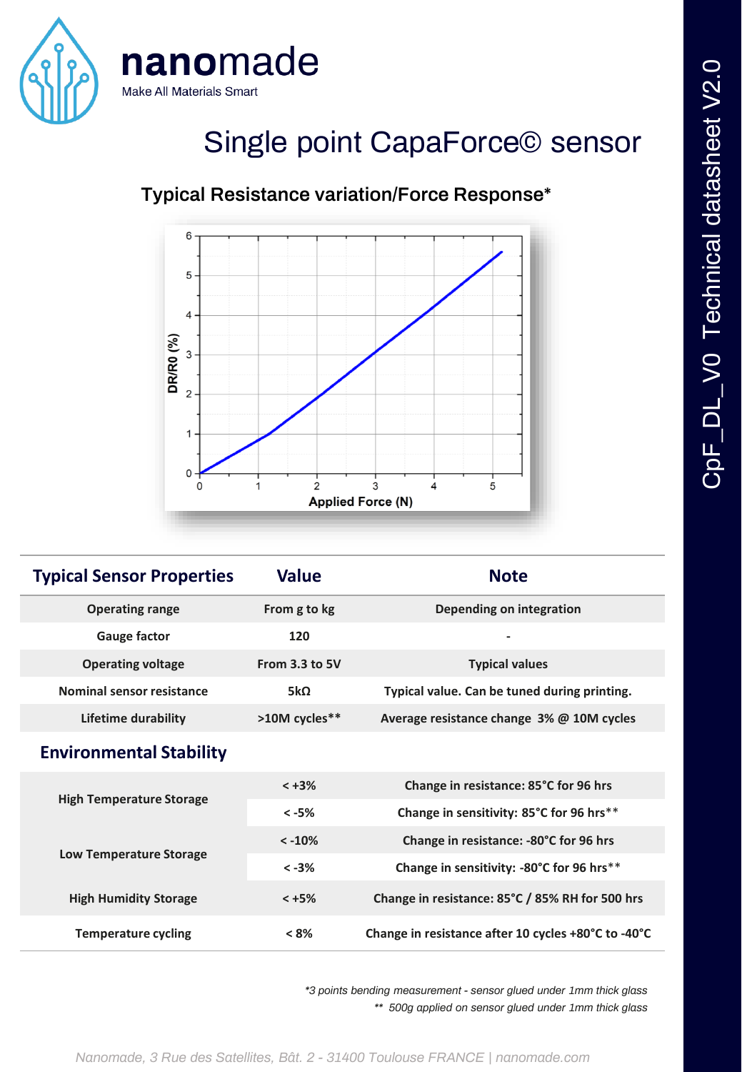nanomade
Make All Materials Smart

# Single point CapaForce© sensor

## Typical Resistance variation/Force Response*

DR/R0 (%)
6
5
4
3
2
1
0
0 1 2 3 4 5
Applied Force (N)

| Typical Sensor Properties | Value | Note |
|---|---|---|
| Operating range | From g to kg | Depending on integration |
| Gauge factor | 120 | - |
| Operating voltage | From 3.3 to 5V | Typical values |
| Nominal sensor resistance | 5kΩ | Typical value. Can be tuned during printing. |
| Lifetime durability | >10M cycles** | Average resistance change 3% @ 10M cycles |

## Environmental Stability

| | | |
|---|---|---|
| High Temperature Storage | < +3% | Change in resistance: 85°C for 96 hrs |
| | < -5% | Change in sensitivity: 85°C for 96 hrs** |
| Low Temperature Storage | < -10% | Change in resistance: -80°C for 96 hrs |
| | < -3% | Change in sensitivity: -80°C for 96 hrs** |
| High Humidity Storage | < +5% | Change in resistance: 85°C / 85% RH for 500 hrs |
| Temperature cycling | < 8% | Change in resistance after 10 cycles +80°C to -40°C |

*\*3 points bending measurement - sensor glued under 1mm thick glass*

*\*\* 500g applied on sensor glued under 1mm thick glass*

Nanomade, 3 Rue des Satellites, Bât. 2 - 31400 Toulouse FRANCE | nanomade.com

CpF_DL_V0 Technical datasheet V2.0